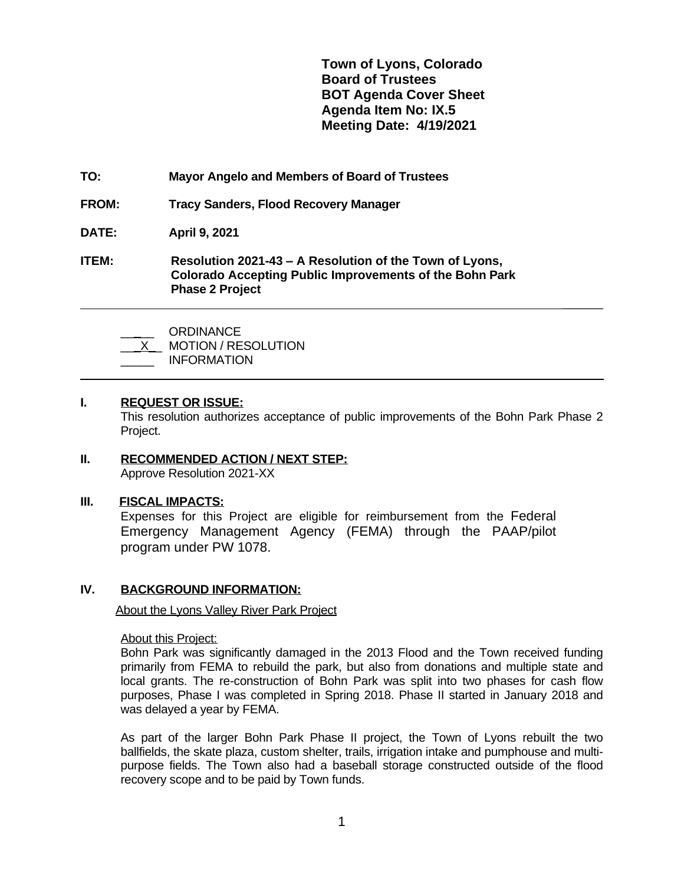**Town of Lyons, Colorado**
**Board of Trustees**
**BOT Agenda Cover Sheet**
**Agenda Item No: IX.5**
**Meeting Date: 4/19/2021**

**TO:** **Mayor Angelo and Members of Board of Trustees**

**FROM:** **Tracy Sanders, Flood Recovery Manager**

**DATE:** **April 9, 2021**

**ITEM:** **Resolution 2021-43 – A Resolution of the Town of Lyons, Colorado Accepting Public Improvements of the Bohn Park Phase 2 Project**

---

_____ ORDINANCE
\_\_X\_\_ MOTION / RESOLUTION
_____ INFORMATION

---

## I. REQUEST OR ISSUE:

This resolution authorizes acceptance of public improvements of the Bohn Park Phase 2 Project.

## II. RECOMMENDED ACTION / NEXT STEP:

Approve Resolution 2021-XX

## III. FISCAL IMPACTS:

Expenses for this Project are eligible for reimbursement from the Federal Emergency Management Agency (FEMA) through the PAAP/pilot program under PW 1078.

## IV. BACKGROUND INFORMATION:

About the Lyons Valley River Park Project

About this Project:

Bohn Park was significantly damaged in the 2013 Flood and the Town received funding primarily from FEMA to rebuild the park, but also from donations and multiple state and local grants. The re-construction of Bohn Park was split into two phases for cash flow purposes, Phase I was completed in Spring 2018. Phase II started in January 2018 and was delayed a year by FEMA.

As part of the larger Bohn Park Phase II project, the Town of Lyons rebuilt the two ballfields, the skate plaza, custom shelter, trails, irrigation intake and pumphouse and multi-purpose fields. The Town also had a baseball storage constructed outside of the flood recovery scope and to be paid by Town funds.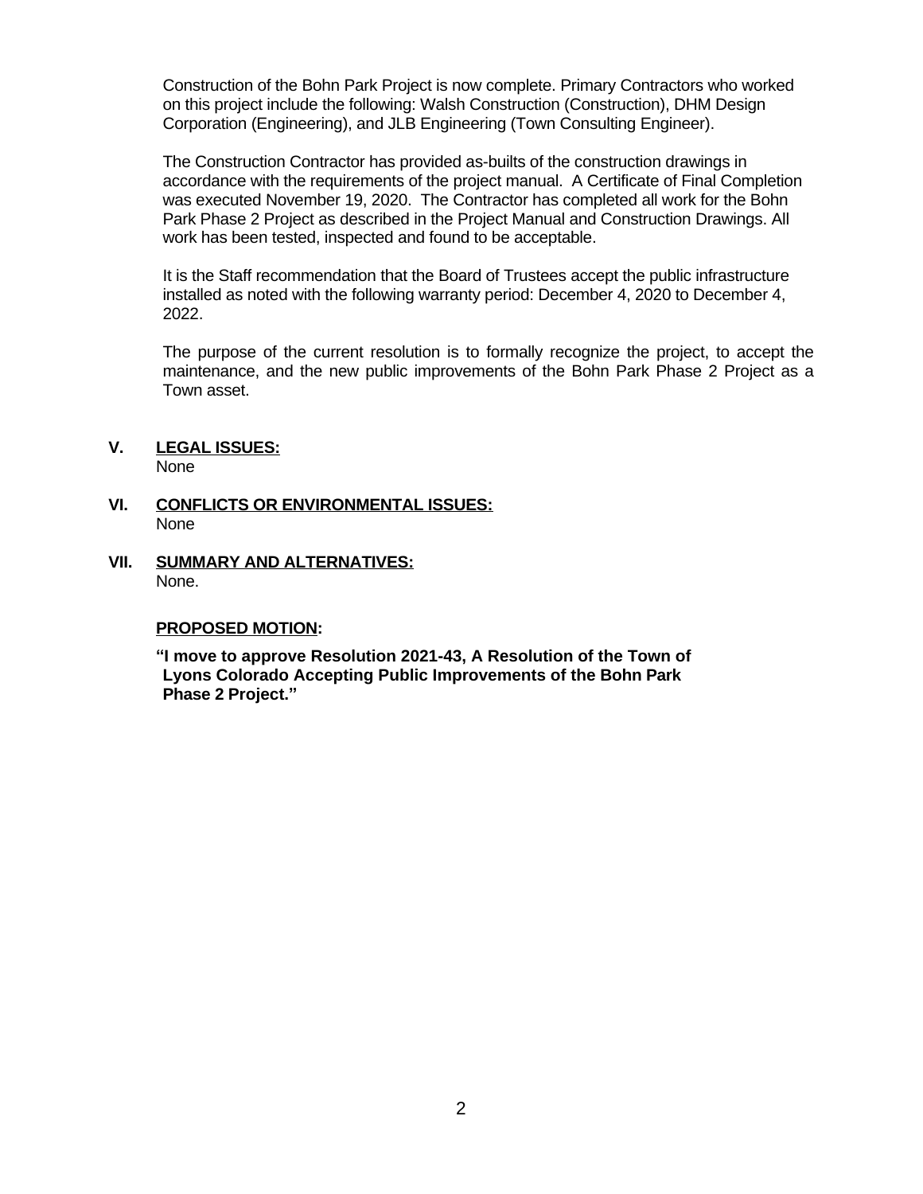Construction of the Bohn Park Project is now complete. Primary Contractors who worked on this project include the following: Walsh Construction (Construction), DHM Design Corporation (Engineering), and JLB Engineering (Town Consulting Engineer).

The Construction Contractor has provided as-builts of the construction drawings in accordance with the requirements of the project manual. A Certificate of Final Completion was executed November 19, 2020. The Contractor has completed all work for the Bohn Park Phase 2 Project as described in the Project Manual and Construction Drawings. All work has been tested, inspected and found to be acceptable.

It is the Staff recommendation that the Board of Trustees accept the public infrastructure installed as noted with the following warranty period: December 4, 2020 to December 4, 2022.

The purpose of the current resolution is to formally recognize the project, to accept the maintenance, and the new public improvements of the Bohn Park Phase 2 Project as a Town asset.

## V. LEGAL ISSUES:

None

## VI. CONFLICTS OR ENVIRONMENTAL ISSUES:

None

## VII. SUMMARY AND ALTERNATIVES:

None.

**PROPOSED MOTION:**

**"I move to approve Resolution 2021-43, A Resolution of the Town of Lyons Colorado Accepting Public Improvements of the Bohn Park Phase 2 Project."**